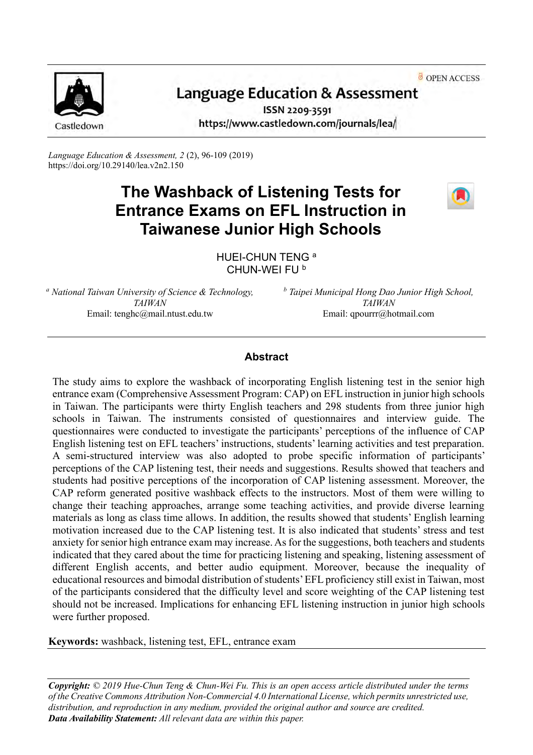Language Education & Assessment

ISSN 2209-3591

https://www.castledown.com/journals/lea/

*Language Education & Assessment, 2* (2), 96-109 (2019)
https://doi.org/10.29140/lea.v2n2.150

# The Washback of Listening Tests for Entrance Exams on EFL Instruction in Taiwanese Junior High Schools

HUEI-CHUN TENG [a]
CHUN-WEI FU [b]

[a] *National Taiwan University of Science & Technology, TAIWAN*
Email: tenghc@mail.ntust.edu.tw

[b] *Taipei Municipal Hong Dao Junior High School, TAIWAN*
Email: qpourrr@hotmail.com

## Abstract

The study aims to explore the washback of incorporating English listening test in the senior high entrance exam (Comprehensive Assessment Program: CAP) on EFL instruction in junior high schools in Taiwan. The participants were thirty English teachers and 298 students from three junior high schools in Taiwan. The instruments consisted of questionnaires and interview guide. The questionnaires were conducted to investigate the participants' perceptions of the influence of CAP English listening test on EFL teachers' instructions, students' learning activities and test preparation. A semi-structured interview was also adopted to probe specific information of participants' perceptions of the CAP listening test, their needs and suggestions. Results showed that teachers and students had positive perceptions of the incorporation of CAP listening assessment. Moreover, the CAP reform generated positive washback effects to the instructors. Most of them were willing to change their teaching approaches, arrange some teaching activities, and provide diverse learning materials as long as class time allows. In addition, the results showed that students' English learning motivation increased due to the CAP listening test. It is also indicated that students' stress and test anxiety for senior high entrance exam may increase. As for the suggestions, both teachers and students indicated that they cared about the time for practicing listening and speaking, listening assessment of different English accents, and better audio equipment. Moreover, because the inequality of educational resources and bimodal distribution of students' EFL proficiency still exist in Taiwan, most of the participants considered that the difficulty level and score weighting of the CAP listening test should not be increased. Implications for enhancing EFL listening instruction in junior high schools were further proposed.

**Keywords:** washback, listening test, EFL, entrance exam

***Copyright:*** *© 2019 Hue-Chun Teng & Chun-Wei Fu. This is an open access article distributed under the terms of the Creative Commons Attribution Non-Commercial 4.0 International License, which permits unrestricted use, distribution, and reproduction in any medium, provided the original author and source are credited.*
***Data Availability Statement:*** *All relevant data are within this paper.*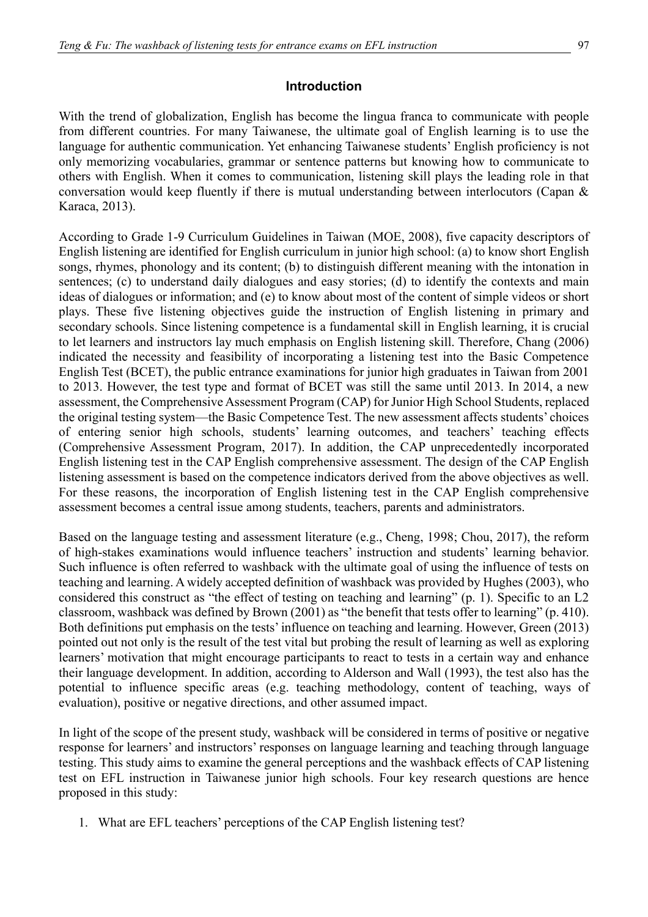## Introduction

With the trend of globalization, English has become the lingua franca to communicate with people from different countries. For many Taiwanese, the ultimate goal of English learning is to use the language for authentic communication. Yet enhancing Taiwanese students' English proficiency is not only memorizing vocabularies, grammar or sentence patterns but knowing how to communicate to others with English. When it comes to communication, listening skill plays the leading role in that conversation would keep fluently if there is mutual understanding between interlocutors (Capan & Karaca, 2013).

According to Grade 1-9 Curriculum Guidelines in Taiwan (MOE, 2008), five capacity descriptors of English listening are identified for English curriculum in junior high school: (a) to know short English songs, rhymes, phonology and its content; (b) to distinguish different meaning with the intonation in sentences; (c) to understand daily dialogues and easy stories; (d) to identify the contexts and main ideas of dialogues or information; and (e) to know about most of the content of simple videos or short plays. These five listening objectives guide the instruction of English listening in primary and secondary schools. Since listening competence is a fundamental skill in English learning, it is crucial to let learners and instructors lay much emphasis on English listening skill. Therefore, Chang (2006) indicated the necessity and feasibility of incorporating a listening test into the Basic Competence English Test (BCET), the public entrance examinations for junior high graduates in Taiwan from 2001 to 2013. However, the test type and format of BCET was still the same until 2013. In 2014, a new assessment, the Comprehensive Assessment Program (CAP) for Junior High School Students, replaced the original testing system—the Basic Competence Test. The new assessment affects students' choices of entering senior high schools, students' learning outcomes, and teachers' teaching effects (Comprehensive Assessment Program, 2017). In addition, the CAP unprecedentedly incorporated English listening test in the CAP English comprehensive assessment. The design of the CAP English listening assessment is based on the competence indicators derived from the above objectives as well. For these reasons, the incorporation of English listening test in the CAP English comprehensive assessment becomes a central issue among students, teachers, parents and administrators.

Based on the language testing and assessment literature (e.g., Cheng, 1998; Chou, 2017), the reform of high-stakes examinations would influence teachers' instruction and students' learning behavior. Such influence is often referred to washback with the ultimate goal of using the influence of tests on teaching and learning. A widely accepted definition of washback was provided by Hughes (2003), who considered this construct as "the effect of testing on teaching and learning" (p. 1). Specific to an L2 classroom, washback was defined by Brown (2001) as "the benefit that tests offer to learning" (p. 410). Both definitions put emphasis on the tests' influence on teaching and learning. However, Green (2013) pointed out not only is the result of the test vital but probing the result of learning as well as exploring learners' motivation that might encourage participants to react to tests in a certain way and enhance their language development. In addition, according to Alderson and Wall (1993), the test also has the potential to influence specific areas (e.g. teaching methodology, content of teaching, ways of evaluation), positive or negative directions, and other assumed impact.

In light of the scope of the present study, washback will be considered in terms of positive or negative response for learners' and instructors' responses on language learning and teaching through language testing. This study aims to examine the general perceptions and the washback effects of CAP listening test on EFL instruction in Taiwanese junior high schools. Four key research questions are hence proposed in this study:

1. What are EFL teachers' perceptions of the CAP English listening test?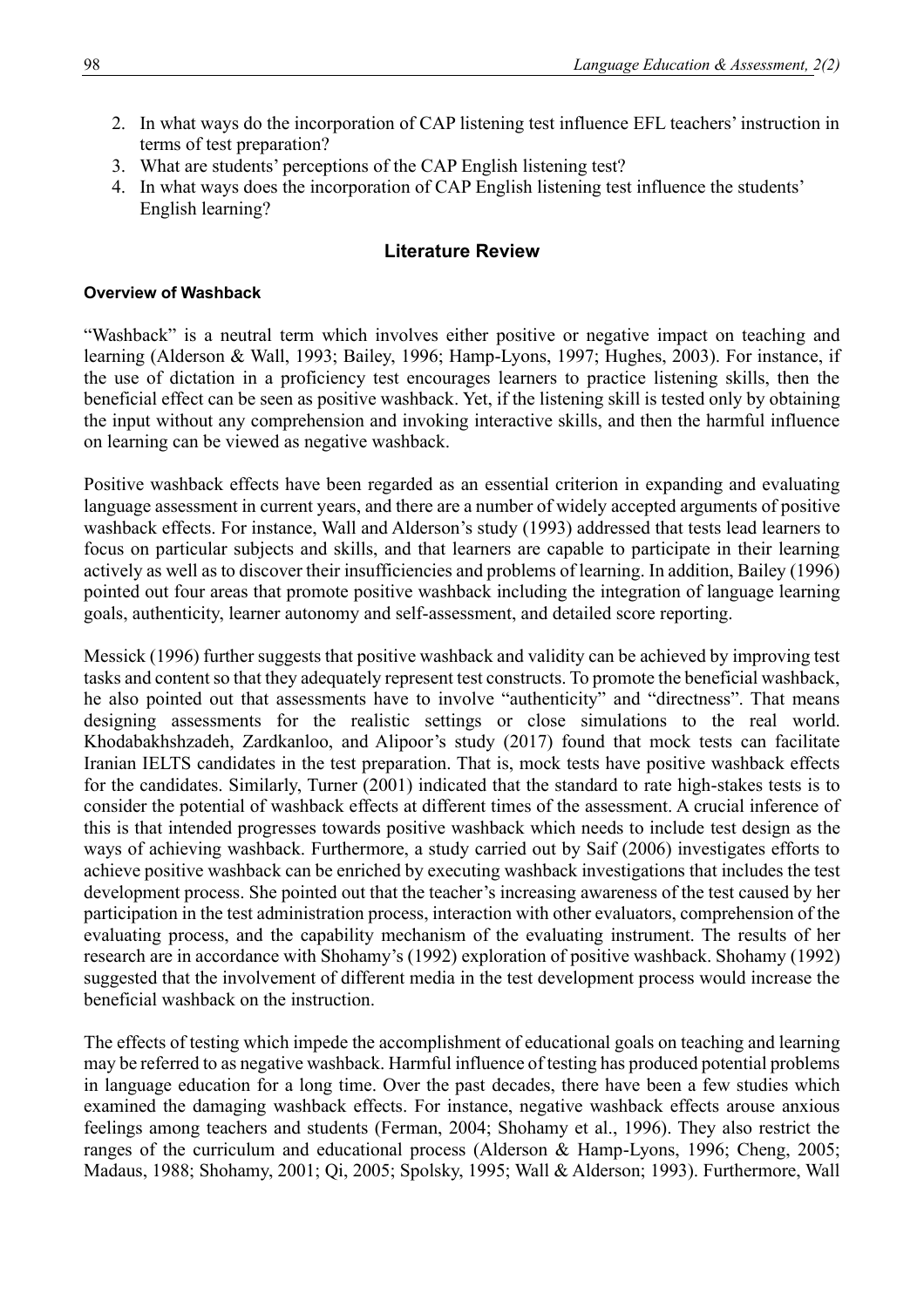2. In what ways do the incorporation of CAP listening test influence EFL teachers' instruction in terms of test preparation?
3. What are students' perceptions of the CAP English listening test?
4. In what ways does the incorporation of CAP English listening test influence the students' English learning?

## Literature Review

### Overview of Washback

"Washback" is a neutral term which involves either positive or negative impact on teaching and learning (Alderson & Wall, 1993; Bailey, 1996; Hamp-Lyons, 1997; Hughes, 2003). For instance, if the use of dictation in a proficiency test encourages learners to practice listening skills, then the beneficial effect can be seen as positive washback. Yet, if the listening skill is tested only by obtaining the input without any comprehension and invoking interactive skills, and then the harmful influence on learning can be viewed as negative washback.

Positive washback effects have been regarded as an essential criterion in expanding and evaluating language assessment in current years, and there are a number of widely accepted arguments of positive washback effects. For instance, Wall and Alderson's study (1993) addressed that tests lead learners to focus on particular subjects and skills, and that learners are capable to participate in their learning actively as well as to discover their insufficiencies and problems of learning. In addition, Bailey (1996) pointed out four areas that promote positive washback including the integration of language learning goals, authenticity, learner autonomy and self-assessment, and detailed score reporting.

Messick (1996) further suggests that positive washback and validity can be achieved by improving test tasks and content so that they adequately represent test constructs. To promote the beneficial washback, he also pointed out that assessments have to involve "authenticity" and "directness". That means designing assessments for the realistic settings or close simulations to the real world. Khodabakhshzadeh, Zardkanloo, and Alipoor's study (2017) found that mock tests can facilitate Iranian IELTS candidates in the test preparation. That is, mock tests have positive washback effects for the candidates. Similarly, Turner (2001) indicated that the standard to rate high-stakes tests is to consider the potential of washback effects at different times of the assessment. A crucial inference of this is that intended progresses towards positive washback which needs to include test design as the ways of achieving washback. Furthermore, a study carried out by Saif (2006) investigates efforts to achieve positive washback can be enriched by executing washback investigations that includes the test development process. She pointed out that the teacher's increasing awareness of the test caused by her participation in the test administration process, interaction with other evaluators, comprehension of the evaluating process, and the capability mechanism of the evaluating instrument. The results of her research are in accordance with Shohamy's (1992) exploration of positive washback. Shohamy (1992) suggested that the involvement of different media in the test development process would increase the beneficial washback on the instruction.

The effects of testing which impede the accomplishment of educational goals on teaching and learning may be referred to as negative washback. Harmful influence of testing has produced potential problems in language education for a long time. Over the past decades, there have been a few studies which examined the damaging washback effects. For instance, negative washback effects arouse anxious feelings among teachers and students (Ferman, 2004; Shohamy et al., 1996). They also restrict the ranges of the curriculum and educational process (Alderson & Hamp-Lyons, 1996; Cheng, 2005; Madaus, 1988; Shohamy, 2001; Qi, 2005; Spolsky, 1995; Wall & Alderson; 1993). Furthermore, Wall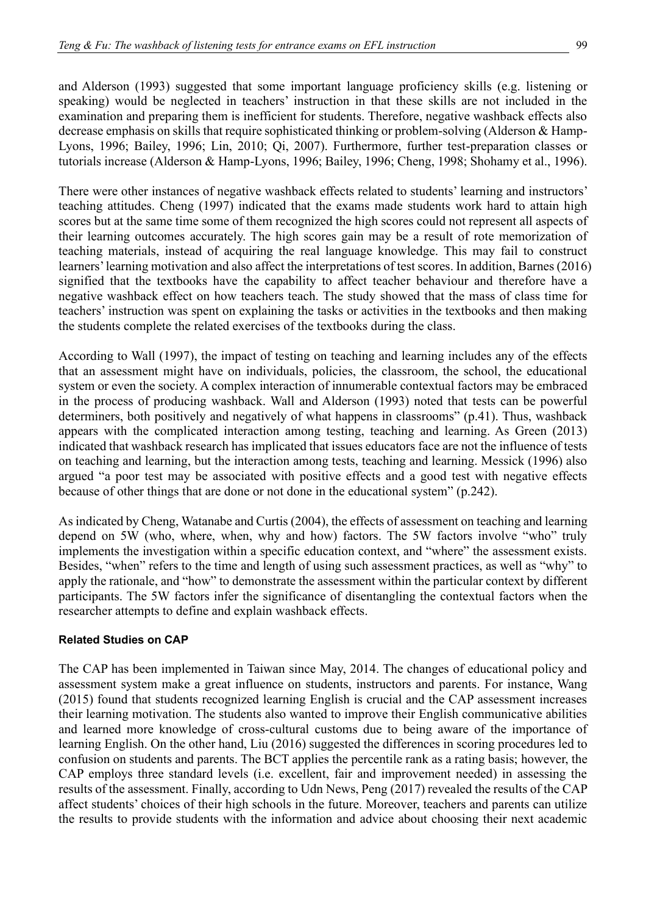and Alderson (1993) suggested that some important language proficiency skills (e.g. listening or speaking) would be neglected in teachers' instruction in that these skills are not included in the examination and preparing them is inefficient for students. Therefore, negative washback effects also decrease emphasis on skills that require sophisticated thinking or problem-solving (Alderson & Hamp-Lyons, 1996; Bailey, 1996; Lin, 2010; Qi, 2007). Furthermore, further test-preparation classes or tutorials increase (Alderson & Hamp-Lyons, 1996; Bailey, 1996; Cheng, 1998; Shohamy et al., 1996).

There were other instances of negative washback effects related to students' learning and instructors' teaching attitudes. Cheng (1997) indicated that the exams made students work hard to attain high scores but at the same time some of them recognized the high scores could not represent all aspects of their learning outcomes accurately. The high scores gain may be a result of rote memorization of teaching materials, instead of acquiring the real language knowledge. This may fail to construct learners' learning motivation and also affect the interpretations of test scores. In addition, Barnes (2016) signified that the textbooks have the capability to affect teacher behaviour and therefore have a negative washback effect on how teachers teach. The study showed that the mass of class time for teachers' instruction was spent on explaining the tasks or activities in the textbooks and then making the students complete the related exercises of the textbooks during the class.

According to Wall (1997), the impact of testing on teaching and learning includes any of the effects that an assessment might have on individuals, policies, the classroom, the school, the educational system or even the society. A complex interaction of innumerable contextual factors may be embraced in the process of producing washback. Wall and Alderson (1993) noted that tests can be powerful determiners, both positively and negatively of what happens in classrooms" (p.41). Thus, washback appears with the complicated interaction among testing, teaching and learning. As Green (2013) indicated that washback research has implicated that issues educators face are not the influence of tests on teaching and learning, but the interaction among tests, teaching and learning. Messick (1996) also argued "a poor test may be associated with positive effects and a good test with negative effects because of other things that are done or not done in the educational system" (p.242).

As indicated by Cheng, Watanabe and Curtis (2004), the effects of assessment on teaching and learning depend on 5W (who, where, when, why and how) factors. The 5W factors involve "who" truly implements the investigation within a specific education context, and "where" the assessment exists. Besides, "when" refers to the time and length of using such assessment practices, as well as "why" to apply the rationale, and "how" to demonstrate the assessment within the particular context by different participants. The 5W factors infer the significance of disentangling the contextual factors when the researcher attempts to define and explain washback effects.

#### Related Studies on CAP

The CAP has been implemented in Taiwan since May, 2014. The changes of educational policy and assessment system make a great influence on students, instructors and parents. For instance, Wang (2015) found that students recognized learning English is crucial and the CAP assessment increases their learning motivation. The students also wanted to improve their English communicative abilities and learned more knowledge of cross-cultural customs due to being aware of the importance of learning English. On the other hand, Liu (2016) suggested the differences in scoring procedures led to confusion on students and parents. The BCT applies the percentile rank as a rating basis; however, the CAP employs three standard levels (i.e. excellent, fair and improvement needed) in assessing the results of the assessment. Finally, according to Udn News, Peng (2017) revealed the results of the CAP affect students' choices of their high schools in the future. Moreover, teachers and parents can utilize the results to provide students with the information and advice about choosing their next academic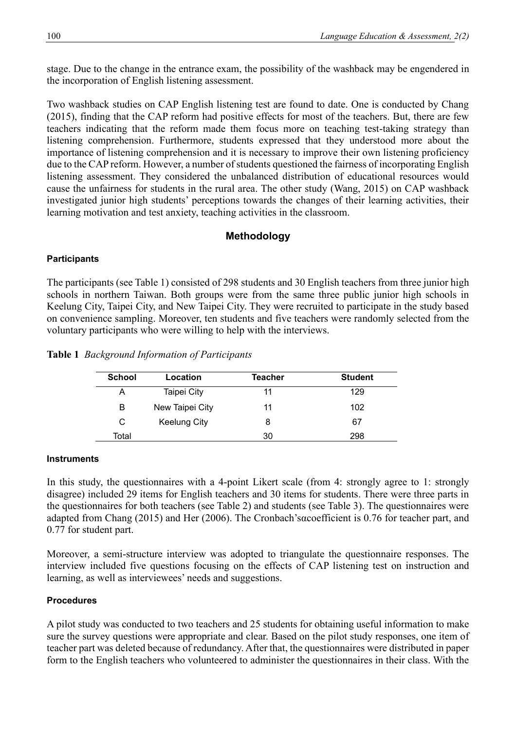stage. Due to the change in the entrance exam, the possibility of the washback may be engendered in the incorporation of English listening assessment.

Two washback studies on CAP English listening test are found to date. One is conducted by Chang (2015), finding that the CAP reform had positive effects for most of the teachers. But, there are few teachers indicating that the reform made them focus more on teaching test-taking strategy than listening comprehension. Furthermore, students expressed that they understood more about the importance of listening comprehension and it is necessary to improve their own listening proficiency due to the CAP reform. However, a number of students questioned the fairness of incorporating English listening assessment. They considered the unbalanced distribution of educational resources would cause the unfairness for students in the rural area. The other study (Wang, 2015) on CAP washback investigated junior high students' perceptions towards the changes of their learning activities, their learning motivation and test anxiety, teaching activities in the classroom.

## Methodology

### Participants

The participants (see Table 1) consisted of 298 students and 30 English teachers from three junior high schools in northern Taiwan. Both groups were from the same three public junior high schools in Keelung City, Taipei City, and New Taipei City. They were recruited to participate in the study based on convenience sampling. Moreover, ten students and five teachers were randomly selected from the voluntary participants who were willing to help with the interviews.

**Table 1** *Background Information of Participants*

| School | Location | Teacher | Student |
|---|---|---|---|
| A | Taipei City | 11 | 129 |
| B | New Taipei City | 11 | 102 |
| C | Keelung City | 8 | 67 |
| Total | | 30 | 298 |

### Instruments

In this study, the questionnaires with a 4-point Likert scale (from 4: strongly agree to 1: strongly disagree) included 29 items for English teachers and 30 items for students. There were three parts in the questionnaires for both teachers (see Table 2) and students (see Table 3). The questionnaires were adapted from Chang (2015) and Her (2006). The Cronbach'sαcoefficient is 0.76 for teacher part, and 0.77 for student part.

Moreover, a semi-structure interview was adopted to triangulate the questionnaire responses. The interview included five questions focusing on the effects of CAP listening test on instruction and learning, as well as interviewees' needs and suggestions.

### Procedures

A pilot study was conducted to two teachers and 25 students for obtaining useful information to make sure the survey questions were appropriate and clear. Based on the pilot study responses, one item of teacher part was deleted because of redundancy. After that, the questionnaires were distributed in paper form to the English teachers who volunteered to administer the questionnaires in their class. With the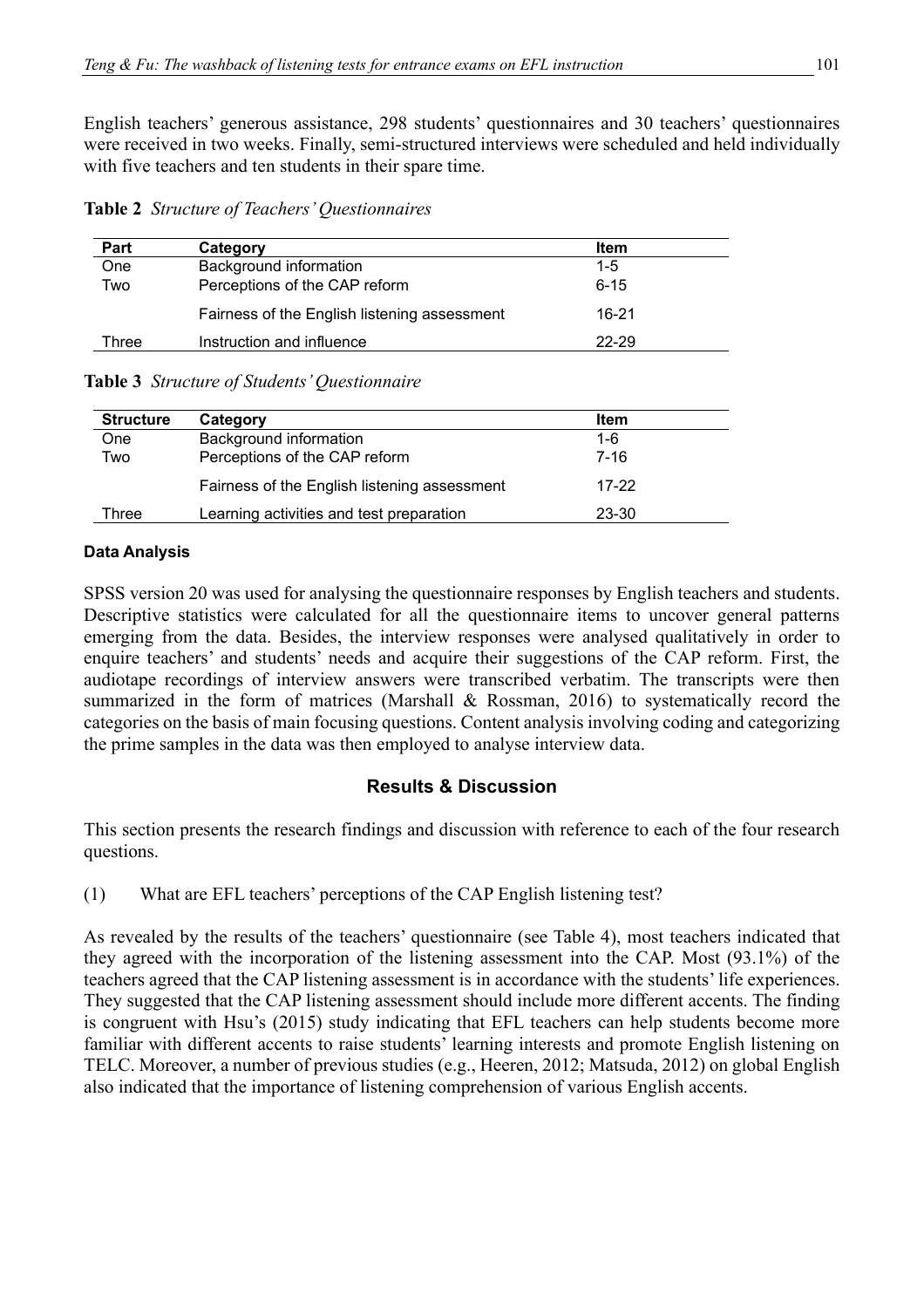English teachers' generous assistance, 298 students' questionnaires and 30 teachers' questionnaires were received in two weeks. Finally, semi-structured interviews were scheduled and held individually with five teachers and ten students in their spare time.

**Table 2** *Structure of Teachers' Questionnaires*

| Part | Category | Item |
|---|---|---|
| One | Background information | 1-5 |
| Two | Perceptions of the CAP reform | 6-15 |
| | Fairness of the English listening assessment | 16-21 |
| Three | Instruction and influence | 22-29 |

**Table 3** *Structure of Students' Questionnaire*

| Structure | Category | Item |
|---|---|---|
| One | Background information | 1-6 |
| Two | Perceptions of the CAP reform | 7-16 |
| | Fairness of the English listening assessment | 17-22 |
| Three | Learning activities and test preparation | 23-30 |

#### Data Analysis

SPSS version 20 was used for analysing the questionnaire responses by English teachers and students. Descriptive statistics were calculated for all the questionnaire items to uncover general patterns emerging from the data. Besides, the interview responses were analysed qualitatively in order to enquire teachers' and students' needs and acquire their suggestions of the CAP reform. First, the audiotape recordings of interview answers were transcribed verbatim. The transcripts were then summarized in the form of matrices (Marshall & Rossman, 2016) to systematically record the categories on the basis of main focusing questions. Content analysis involving coding and categorizing the prime samples in the data was then employed to analyse interview data.

## Results & Discussion

This section presents the research findings and discussion with reference to each of the four research questions.

(1) What are EFL teachers' perceptions of the CAP English listening test?

As revealed by the results of the teachers' questionnaire (see Table 4), most teachers indicated that they agreed with the incorporation of the listening assessment into the CAP. Most (93.1%) of the teachers agreed that the CAP listening assessment is in accordance with the students' life experiences. They suggested that the CAP listening assessment should include more different accents. The finding is congruent with Hsu's (2015) study indicating that EFL teachers can help students become more familiar with different accents to raise students' learning interests and promote English listening on TELC. Moreover, a number of previous studies (e.g., Heeren, 2012; Matsuda, 2012) on global English also indicated that the importance of listening comprehension of various English accents.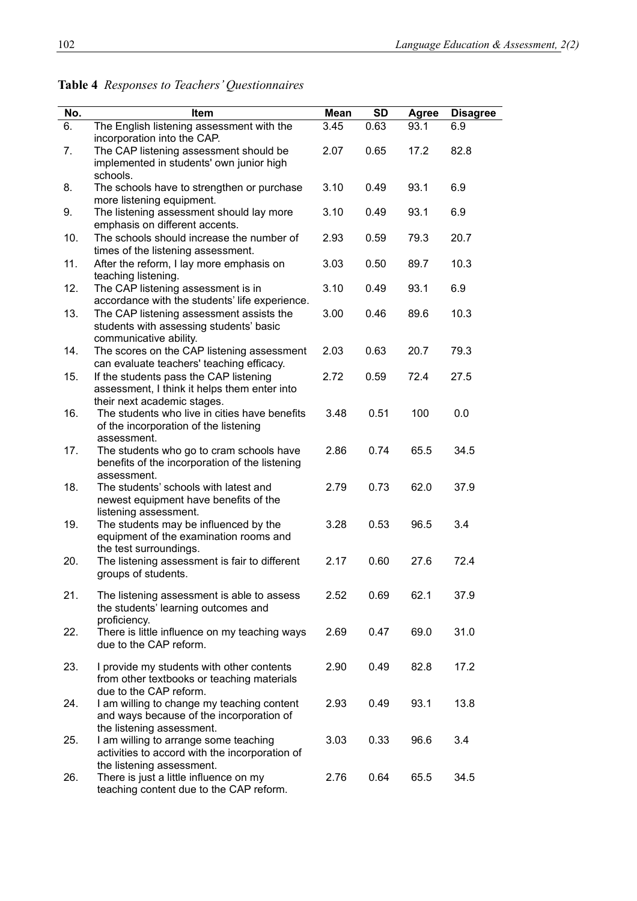**Table 4** *Responses to Teachers' Questionnaires*

| No. | Item | Mean | SD | Agree | Disagree |
|---|---|---|---|---|---|
| 6. | The English listening assessment with the incorporation into the CAP. | 3.45 | 0.63 | 93.1 | 6.9 |
| 7. | The CAP listening assessment should be implemented in students' own junior high schools. | 2.07 | 0.65 | 17.2 | 82.8 |
| 8. | The schools have to strengthen or purchase more listening equipment. | 3.10 | 0.49 | 93.1 | 6.9 |
| 9. | The listening assessment should lay more emphasis on different accents. | 3.10 | 0.49 | 93.1 | 6.9 |
| 10. | The schools should increase the number of times of the listening assessment. | 2.93 | 0.59 | 79.3 | 20.7 |
| 11. | After the reform, I lay more emphasis on teaching listening. | 3.03 | 0.50 | 89.7 | 10.3 |
| 12. | The CAP listening assessment is in accordance with the students' life experience. | 3.10 | 0.49 | 93.1 | 6.9 |
| 13. | The CAP listening assessment assists the students with assessing students' basic communicative ability. | 3.00 | 0.46 | 89.6 | 10.3 |
| 14. | The scores on the CAP listening assessment can evaluate teachers' teaching efficacy. | 2.03 | 0.63 | 20.7 | 79.3 |
| 15. | If the students pass the CAP listening assessment, I think it helps them enter into their next academic stages. | 2.72 | 0.59 | 72.4 | 27.5 |
| 16. | The students who live in cities have benefits of the incorporation of the listening assessment. | 3.48 | 0.51 | 100 | 0.0 |
| 17. | The students who go to cram schools have benefits of the incorporation of the listening assessment. | 2.86 | 0.74 | 65.5 | 34.5 |
| 18. | The students' schools with latest and newest equipment have benefits of the listening assessment. | 2.79 | 0.73 | 62.0 | 37.9 |
| 19. | The students may be influenced by the equipment of the examination rooms and the test surroundings. | 3.28 | 0.53 | 96.5 | 3.4 |
| 20. | The listening assessment is fair to different groups of students. | 2.17 | 0.60 | 27.6 | 72.4 |
| 21. | The listening assessment is able to assess the students' learning outcomes and proficiency. | 2.52 | 0.69 | 62.1 | 37.9 |
| 22. | There is little influence on my teaching ways due to the CAP reform. | 2.69 | 0.47 | 69.0 | 31.0 |
| 23. | I provide my students with other contents from other textbooks or teaching materials due to the CAP reform. | 2.90 | 0.49 | 82.8 | 17.2 |
| 24. | I am willing to change my teaching content and ways because of the incorporation of the listening assessment. | 2.93 | 0.49 | 93.1 | 13.8 |
| 25. | I am willing to arrange some teaching activities to accord with the incorporation of the listening assessment. | 3.03 | 0.33 | 96.6 | 3.4 |
| 26. | There is just a little influence on my teaching content due to the CAP reform. | 2.76 | 0.64 | 65.5 | 34.5 |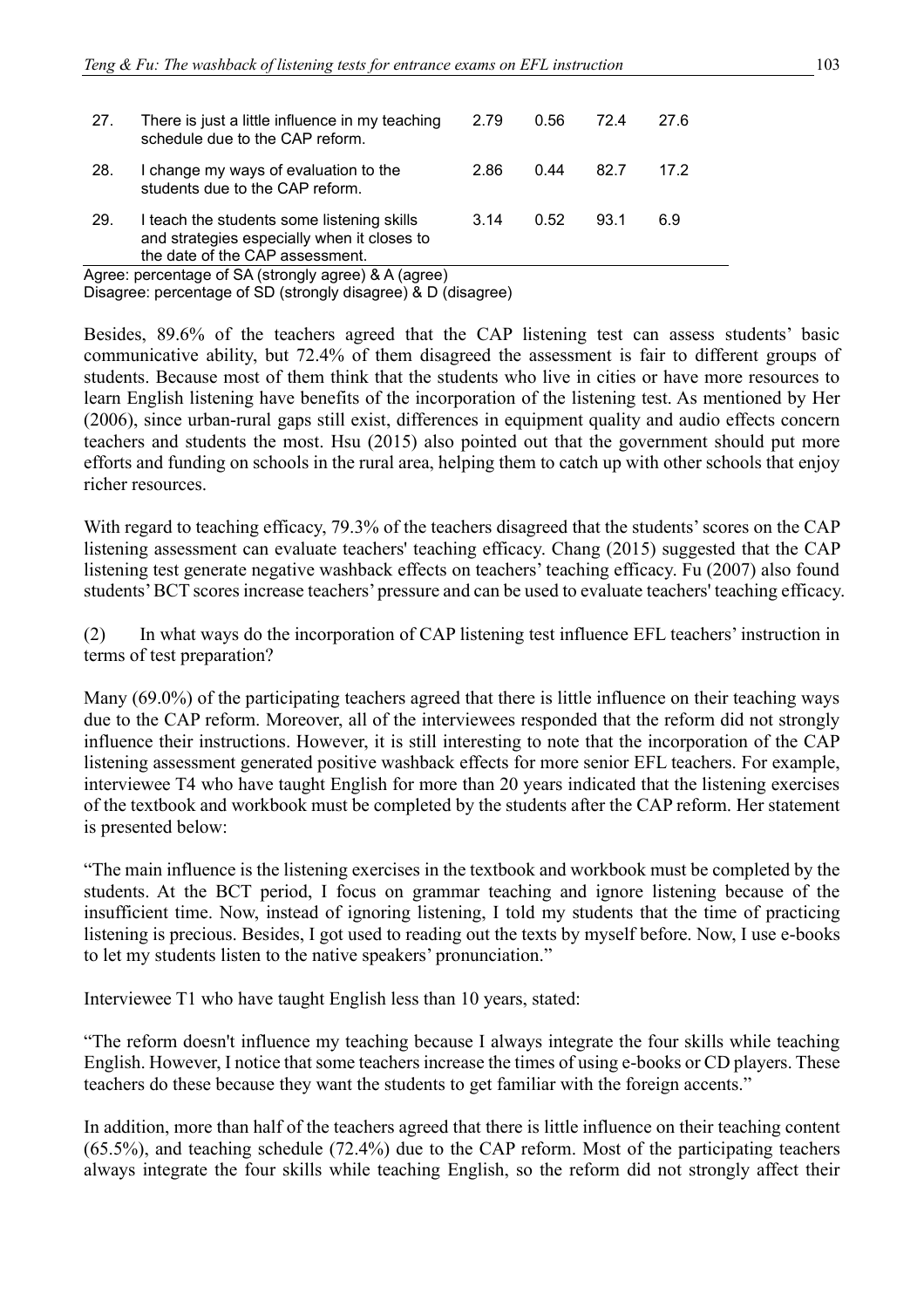| | | | | | |
|---|---|---|---|---|---|
| 27. | There is just a little influence in my teaching schedule due to the CAP reform. | 2.79 | 0.56 | 72.4 | 27.6 |
| 28. | I change my ways of evaluation to the students due to the CAP reform. | 2.86 | 0.44 | 82.7 | 17.2 |
| 29. | I teach the students some listening skills and strategies especially when it closes to the date of the CAP assessment. | 3.14 | 0.52 | 93.1 | 6.9 |

Agree: percentage of SA (strongly agree) & A (agree)
Disagree: percentage of SD (strongly disagree) & D (disagree)

Besides, 89.6% of the teachers agreed that the CAP listening test can assess students' basic communicative ability, but 72.4% of them disagreed the assessment is fair to different groups of students. Because most of them think that the students who live in cities or have more resources to learn English listening have benefits of the incorporation of the listening test. As mentioned by Her (2006), since urban-rural gaps still exist, differences in equipment quality and audio effects concern teachers and students the most. Hsu (2015) also pointed out that the government should put more efforts and funding on schools in the rural area, helping them to catch up with other schools that enjoy richer resources.

With regard to teaching efficacy, 79.3% of the teachers disagreed that the students' scores on the CAP listening assessment can evaluate teachers' teaching efficacy. Chang (2015) suggested that the CAP listening test generate negative washback effects on teachers' teaching efficacy. Fu (2007) also found students' BCT scores increase teachers' pressure and can be used to evaluate teachers' teaching efficacy.

(2) In what ways do the incorporation of CAP listening test influence EFL teachers' instruction in terms of test preparation?

Many (69.0%) of the participating teachers agreed that there is little influence on their teaching ways due to the CAP reform. Moreover, all of the interviewees responded that the reform did not strongly influence their instructions. However, it is still interesting to note that the incorporation of the CAP listening assessment generated positive washback effects for more senior EFL teachers. For example, interviewee T4 who have taught English for more than 20 years indicated that the listening exercises of the textbook and workbook must be completed by the students after the CAP reform. Her statement is presented below:

"The main influence is the listening exercises in the textbook and workbook must be completed by the students. At the BCT period, I focus on grammar teaching and ignore listening because of the insufficient time. Now, instead of ignoring listening, I told my students that the time of practicing listening is precious. Besides, I got used to reading out the texts by myself before. Now, I use e-books to let my students listen to the native speakers' pronunciation."

Interviewee T1 who have taught English less than 10 years, stated:

"The reform doesn't influence my teaching because I always integrate the four skills while teaching English. However, I notice that some teachers increase the times of using e-books or CD players. These teachers do these because they want the students to get familiar with the foreign accents."

In addition, more than half of the teachers agreed that there is little influence on their teaching content (65.5%), and teaching schedule (72.4%) due to the CAP reform. Most of the participating teachers always integrate the four skills while teaching English, so the reform did not strongly affect their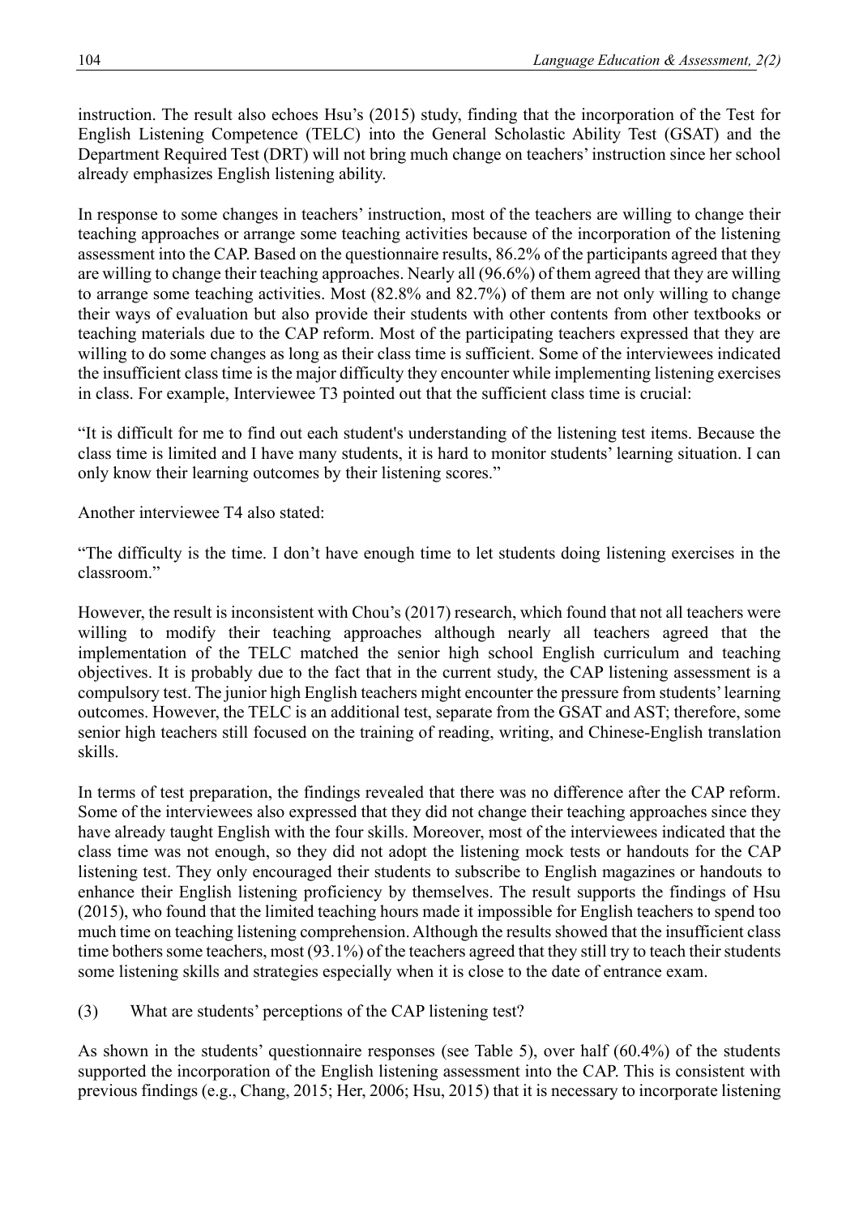instruction. The result also echoes Hsu's (2015) study, finding that the incorporation of the Test for English Listening Competence (TELC) into the General Scholastic Ability Test (GSAT) and the Department Required Test (DRT) will not bring much change on teachers' instruction since her school already emphasizes English listening ability.

In response to some changes in teachers' instruction, most of the teachers are willing to change their teaching approaches or arrange some teaching activities because of the incorporation of the listening assessment into the CAP. Based on the questionnaire results, 86.2% of the participants agreed that they are willing to change their teaching approaches. Nearly all (96.6%) of them agreed that they are willing to arrange some teaching activities. Most (82.8% and 82.7%) of them are not only willing to change their ways of evaluation but also provide their students with other contents from other textbooks or teaching materials due to the CAP reform. Most of the participating teachers expressed that they are willing to do some changes as long as their class time is sufficient. Some of the interviewees indicated the insufficient class time is the major difficulty they encounter while implementing listening exercises in class. For example, Interviewee T3 pointed out that the sufficient class time is crucial:

"It is difficult for me to find out each student's understanding of the listening test items. Because the class time is limited and I have many students, it is hard to monitor students' learning situation. I can only know their learning outcomes by their listening scores."

Another interviewee T4 also stated:

"The difficulty is the time. I don't have enough time to let students doing listening exercises in the classroom."

However, the result is inconsistent with Chou's (2017) research, which found that not all teachers were willing to modify their teaching approaches although nearly all teachers agreed that the implementation of the TELC matched the senior high school English curriculum and teaching objectives. It is probably due to the fact that in the current study, the CAP listening assessment is a compulsory test. The junior high English teachers might encounter the pressure from students' learning outcomes. However, the TELC is an additional test, separate from the GSAT and AST; therefore, some senior high teachers still focused on the training of reading, writing, and Chinese-English translation skills.

In terms of test preparation, the findings revealed that there was no difference after the CAP reform. Some of the interviewees also expressed that they did not change their teaching approaches since they have already taught English with the four skills. Moreover, most of the interviewees indicated that the class time was not enough, so they did not adopt the listening mock tests or handouts for the CAP listening test. They only encouraged their students to subscribe to English magazines or handouts to enhance their English listening proficiency by themselves. The result supports the findings of Hsu (2015), who found that the limited teaching hours made it impossible for English teachers to spend too much time on teaching listening comprehension. Although the results showed that the insufficient class time bothers some teachers, most (93.1%) of the teachers agreed that they still try to teach their students some listening skills and strategies especially when it is close to the date of entrance exam.

(3) What are students' perceptions of the CAP listening test?

As shown in the students' questionnaire responses (see Table 5), over half (60.4%) of the students supported the incorporation of the English listening assessment into the CAP. This is consistent with previous findings (e.g., Chang, 2015; Her, 2006; Hsu, 2015) that it is necessary to incorporate listening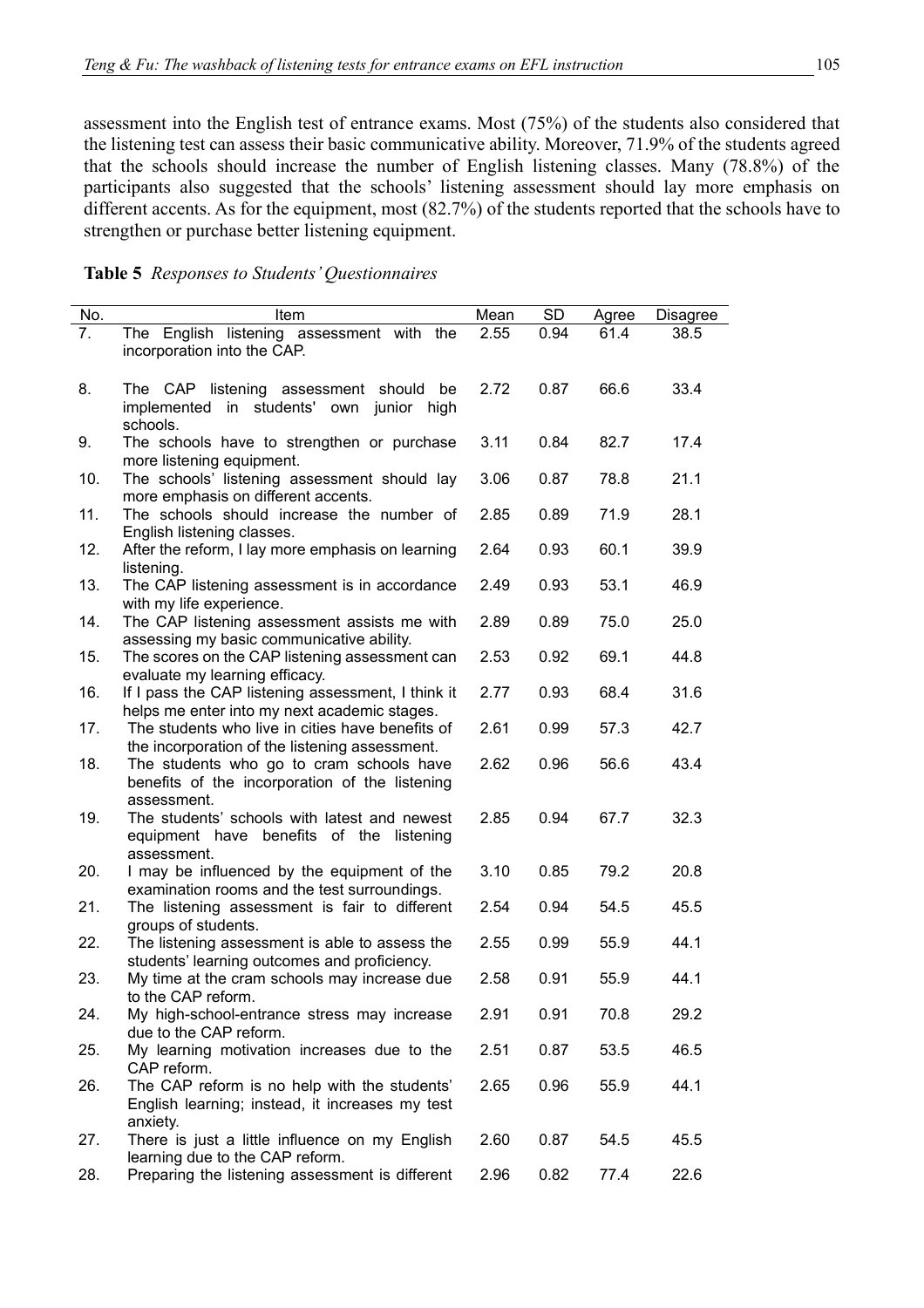assessment into the English test of entrance exams. Most (75%) of the students also considered that the listening test can assess their basic communicative ability. Moreover, 71.9% of the students agreed that the schools should increase the number of English listening classes. Many (78.8%) of the participants also suggested that the schools' listening assessment should lay more emphasis on different accents. As for the equipment, most (82.7%) of the students reported that the schools have to strengthen or purchase better listening equipment.

**Table 5** *Responses to Students' Questionnaires*

| No. | Item | Mean | SD | Agree | Disagree |
|---|---|---|---|---|---|
| 7. | The English listening assessment with the incorporation into the CAP. | 2.55 | 0.94 | 61.4 | 38.5 |
| 8. | The CAP listening assessment should be implemented in students' own junior high schools. | 2.72 | 0.87 | 66.6 | 33.4 |
| 9. | The schools have to strengthen or purchase more listening equipment. | 3.11 | 0.84 | 82.7 | 17.4 |
| 10. | The schools' listening assessment should lay more emphasis on different accents. | 3.06 | 0.87 | 78.8 | 21.1 |
| 11. | The schools should increase the number of English listening classes. | 2.85 | 0.89 | 71.9 | 28.1 |
| 12. | After the reform, I lay more emphasis on learning listening. | 2.64 | 0.93 | 60.1 | 39.9 |
| 13. | The CAP listening assessment is in accordance with my life experience. | 2.49 | 0.93 | 53.1 | 46.9 |
| 14. | The CAP listening assessment assists me with assessing my basic communicative ability. | 2.89 | 0.89 | 75.0 | 25.0 |
| 15. | The scores on the CAP listening assessment can evaluate my learning efficacy. | 2.53 | 0.92 | 69.1 | 44.8 |
| 16. | If I pass the CAP listening assessment, I think it helps me enter into my next academic stages. | 2.77 | 0.93 | 68.4 | 31.6 |
| 17. | The students who live in cities have benefits of the incorporation of the listening assessment. | 2.61 | 0.99 | 57.3 | 42.7 |
| 18. | The students who go to cram schools have benefits of the incorporation of the listening assessment. | 2.62 | 0.96 | 56.6 | 43.4 |
| 19. | The students' schools with latest and newest equipment have benefits of the listening assessment. | 2.85 | 0.94 | 67.7 | 32.3 |
| 20. | I may be influenced by the equipment of the examination rooms and the test surroundings. | 3.10 | 0.85 | 79.2 | 20.8 |
| 21. | The listening assessment is fair to different groups of students. | 2.54 | 0.94 | 54.5 | 45.5 |
| 22. | The listening assessment is able to assess the students' learning outcomes and proficiency. | 2.55 | 0.99 | 55.9 | 44.1 |
| 23. | My time at the cram schools may increase due to the CAP reform. | 2.58 | 0.91 | 55.9 | 44.1 |
| 24. | My high-school-entrance stress may increase due to the CAP reform. | 2.91 | 0.91 | 70.8 | 29.2 |
| 25. | My learning motivation increases due to the CAP reform. | 2.51 | 0.87 | 53.5 | 46.5 |
| 26. | The CAP reform is no help with the students' English learning; instead, it increases my test anxiety. | 2.65 | 0.96 | 55.9 | 44.1 |
| 27. | There is just a little influence on my English learning due to the CAP reform. | 2.60 | 0.87 | 54.5 | 45.5 |
| 28. | Preparing the listening assessment is different | 2.96 | 0.82 | 77.4 | 22.6 |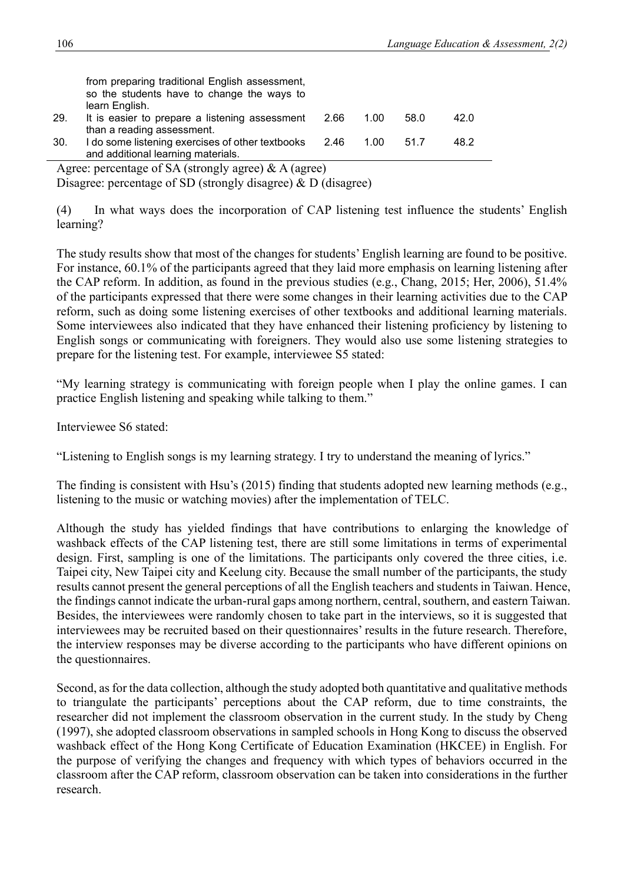| | | | | | |
|---|---|---|---|---|---|
| | from preparing traditional English assessment, so the students have to change the ways to learn English. | | | | |
| 29. | It is easier to prepare a listening assessment than a reading assessment. | 2.66 | 1.00 | 58.0 | 42.0 |
| 30. | I do some listening exercises of other textbooks and additional learning materials. | 2.46 | 1.00 | 51.7 | 48.2 |

Agree: percentage of SA (strongly agree) & A (agree)
Disagree: percentage of SD (strongly disagree) & D (disagree)

(4) In what ways does the incorporation of CAP listening test influence the students' English learning?

The study results show that most of the changes for students' English learning are found to be positive. For instance, 60.1% of the participants agreed that they laid more emphasis on learning listening after the CAP reform. In addition, as found in the previous studies (e.g., Chang, 2015; Her, 2006), 51.4% of the participants expressed that there were some changes in their learning activities due to the CAP reform, such as doing some listening exercises of other textbooks and additional learning materials. Some interviewees also indicated that they have enhanced their listening proficiency by listening to English songs or communicating with foreigners. They would also use some listening strategies to prepare for the listening test. For example, interviewee S5 stated:

"My learning strategy is communicating with foreign people when I play the online games. I can practice English listening and speaking while talking to them."

Interviewee S6 stated:

"Listening to English songs is my learning strategy. I try to understand the meaning of lyrics."

The finding is consistent with Hsu's (2015) finding that students adopted new learning methods (e.g., listening to the music or watching movies) after the implementation of TELC.

Although the study has yielded findings that have contributions to enlarging the knowledge of washback effects of the CAP listening test, there are still some limitations in terms of experimental design. First, sampling is one of the limitations. The participants only covered the three cities, i.e. Taipei city, New Taipei city and Keelung city. Because the small number of the participants, the study results cannot present the general perceptions of all the English teachers and students in Taiwan. Hence, the findings cannot indicate the urban-rural gaps among northern, central, southern, and eastern Taiwan. Besides, the interviewees were randomly chosen to take part in the interviews, so it is suggested that interviewees may be recruited based on their questionnaires' results in the future research. Therefore, the interview responses may be diverse according to the participants who have different opinions on the questionnaires.

Second, as for the data collection, although the study adopted both quantitative and qualitative methods to triangulate the participants' perceptions about the CAP reform, due to time constraints, the researcher did not implement the classroom observation in the current study. In the study by Cheng (1997), she adopted classroom observations in sampled schools in Hong Kong to discuss the observed washback effect of the Hong Kong Certificate of Education Examination (HKCEE) in English. For the purpose of verifying the changes and frequency with which types of behaviors occurred in the classroom after the CAP reform, classroom observation can be taken into considerations in the further research.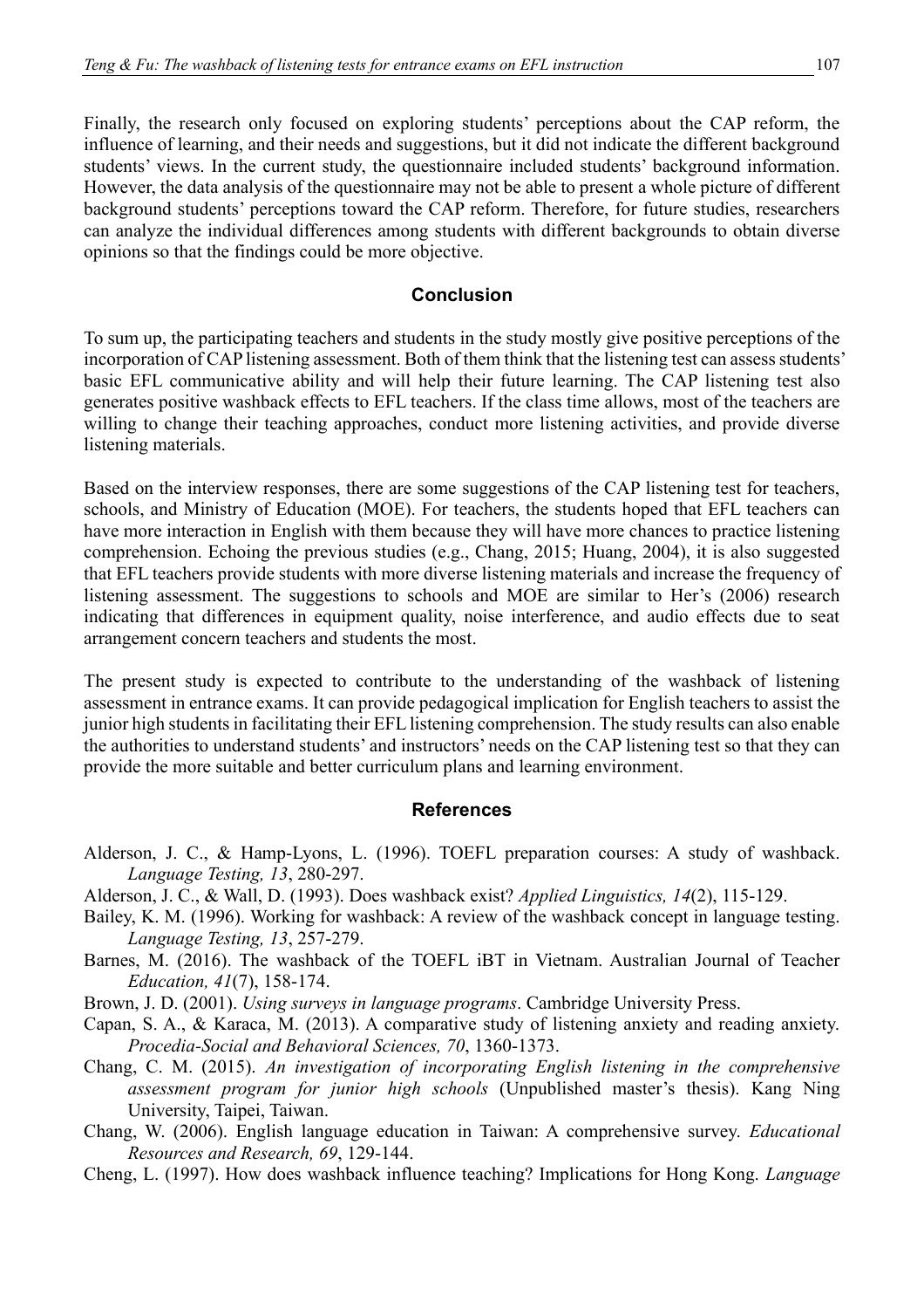Finally, the research only focused on exploring students' perceptions about the CAP reform, the influence of learning, and their needs and suggestions, but it did not indicate the different background students' views. In the current study, the questionnaire included students' background information. However, the data analysis of the questionnaire may not be able to present a whole picture of different background students' perceptions toward the CAP reform. Therefore, for future studies, researchers can analyze the individual differences among students with different backgrounds to obtain diverse opinions so that the findings could be more objective.

## Conclusion

To sum up, the participating teachers and students in the study mostly give positive perceptions of the incorporation of CAP listening assessment. Both of them think that the listening test can assess students' basic EFL communicative ability and will help their future learning. The CAP listening test also generates positive washback effects to EFL teachers. If the class time allows, most of the teachers are willing to change their teaching approaches, conduct more listening activities, and provide diverse listening materials.

Based on the interview responses, there are some suggestions of the CAP listening test for teachers, schools, and Ministry of Education (MOE). For teachers, the students hoped that EFL teachers can have more interaction in English with them because they will have more chances to practice listening comprehension. Echoing the previous studies (e.g., Chang, 2015; Huang, 2004), it is also suggested that EFL teachers provide students with more diverse listening materials and increase the frequency of listening assessment. The suggestions to schools and MOE are similar to Her's (2006) research indicating that differences in equipment quality, noise interference, and audio effects due to seat arrangement concern teachers and students the most.

The present study is expected to contribute to the understanding of the washback of listening assessment in entrance exams. It can provide pedagogical implication for English teachers to assist the junior high students in facilitating their EFL listening comprehension. The study results can also enable the authorities to understand students' and instructors' needs on the CAP listening test so that they can provide the more suitable and better curriculum plans and learning environment.

## References

Alderson, J. C., & Hamp-Lyons, L. (1996). TOEFL preparation courses: A study of washback. *Language Testing, 13*, 280-297.

Alderson, J. C., & Wall, D. (1993). Does washback exist? *Applied Linguistics, 14*(2), 115-129.

Bailey, K. M. (1996). Working for washback: A review of the washback concept in language testing. *Language Testing, 13*, 257-279.

Barnes, M. (2016). The washback of the TOEFL iBT in Vietnam. Australian Journal of Teacher *Education, 41*(7), 158-174.

Brown, J. D. (2001). *Using surveys in language programs*. Cambridge University Press.

Capan, S. A., & Karaca, M. (2013). A comparative study of listening anxiety and reading anxiety. *Procedia-Social and Behavioral Sciences, 70*, 1360-1373.

Chang, C. M. (2015). *An investigation of incorporating English listening in the comprehensive assessment program for junior high schools* (Unpublished master's thesis). Kang Ning University, Taipei, Taiwan.

Chang, W. (2006). English language education in Taiwan: A comprehensive survey. *Educational Resources and Research, 69*, 129-144.

Cheng, L. (1997). How does washback influence teaching? Implications for Hong Kong. *Language*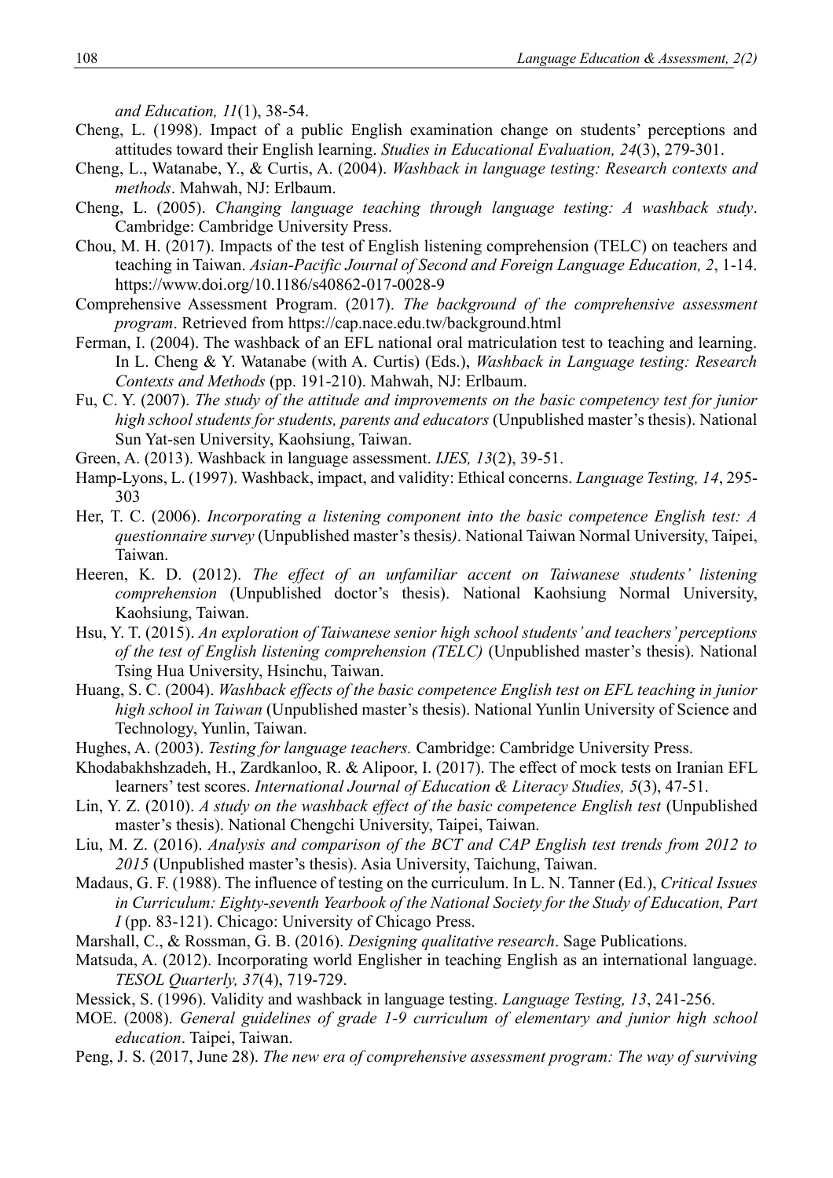*and Education, 11*(1), 38-54.

Cheng, L. (1998). Impact of a public English examination change on students' perceptions and attitudes toward their English learning. *Studies in Educational Evaluation, 24*(3), 279-301.

Cheng, L., Watanabe, Y., & Curtis, A. (2004). *Washback in language testing: Research contexts and methods*. Mahwah, NJ: Erlbaum.

Cheng, L. (2005). *Changing language teaching through language testing: A washback study*. Cambridge: Cambridge University Press.

Chou, M. H. (2017). Impacts of the test of English listening comprehension (TELC) on teachers and teaching in Taiwan. *Asian-Pacific Journal of Second and Foreign Language Education, 2*, 1-14. https://www.doi.org/10.1186/s40862-017-0028-9

Comprehensive Assessment Program. (2017). *The background of the comprehensive assessment program*. Retrieved from https://cap.nace.edu.tw/background.html

Ferman, I. (2004). The washback of an EFL national oral matriculation test to teaching and learning. In L. Cheng & Y. Watanabe (with A. Curtis) (Eds.), *Washback in Language testing: Research Contexts and Methods* (pp. 191-210). Mahwah, NJ: Erlbaum.

Fu, C. Y. (2007). *The study of the attitude and improvements on the basic competency test for junior high school students for students, parents and educators* (Unpublished master's thesis). National Sun Yat-sen University, Kaohsiung, Taiwan.

Green, A. (2013). Washback in language assessment. *IJES, 13*(2), 39-51.

Hamp-Lyons, L. (1997). Washback, impact, and validity: Ethical concerns. *Language Testing, 14*, 295-303

Her, T. C. (2006). *Incorporating a listening component into the basic competence English test: A questionnaire survey* (Unpublished master's thesis*)*. National Taiwan Normal University, Taipei, Taiwan.

Heeren, K. D. (2012). *The effect of an unfamiliar accent on Taiwanese students' listening comprehension* (Unpublished doctor's thesis). National Kaohsiung Normal University, Kaohsiung, Taiwan.

Hsu, Y. T. (2015). *An exploration of Taiwanese senior high school students' and teachers' perceptions of the test of English listening comprehension (TELC)* (Unpublished master's thesis). National Tsing Hua University, Hsinchu, Taiwan.

Huang, S. C. (2004). *Washback effects of the basic competence English test on EFL teaching in junior high school in Taiwan* (Unpublished master's thesis). National Yunlin University of Science and Technology, Yunlin, Taiwan.

Hughes, A. (2003). *Testing for language teachers.* Cambridge: Cambridge University Press.

Khodabakhshzadeh, H., Zardkanloo, R. & Alipoor, I. (2017). The effect of mock tests on Iranian EFL learners' test scores. *International Journal of Education & Literacy Studies, 5*(3), 47-51.

Lin, Y. Z. (2010). *A study on the washback effect of the basic competence English test* (Unpublished master's thesis). National Chengchi University, Taipei, Taiwan.

Liu, M. Z. (2016). *Analysis and comparison of the BCT and CAP English test trends from 2012 to 2015* (Unpublished master's thesis). Asia University, Taichung, Taiwan.

Madaus, G. F. (1988). The influence of testing on the curriculum. In L. N. Tanner (Ed.), *Critical Issues in Curriculum: Eighty-seventh Yearbook of the National Society for the Study of Education, Part I* (pp. 83-121). Chicago: University of Chicago Press.

Marshall, C., & Rossman, G. B. (2016). *Designing qualitative research*. Sage Publications.

Matsuda, A. (2012). Incorporating world Englisher in teaching English as an international language. *TESOL Quarterly, 37*(4), 719-729.

Messick, S. (1996). Validity and washback in language testing. *Language Testing, 13*, 241-256.

MOE. (2008). *General guidelines of grade 1-9 curriculum of elementary and junior high school education*. Taipei, Taiwan.

Peng, J. S. (2017, June 28). *The new era of comprehensive assessment program: The way of surviving*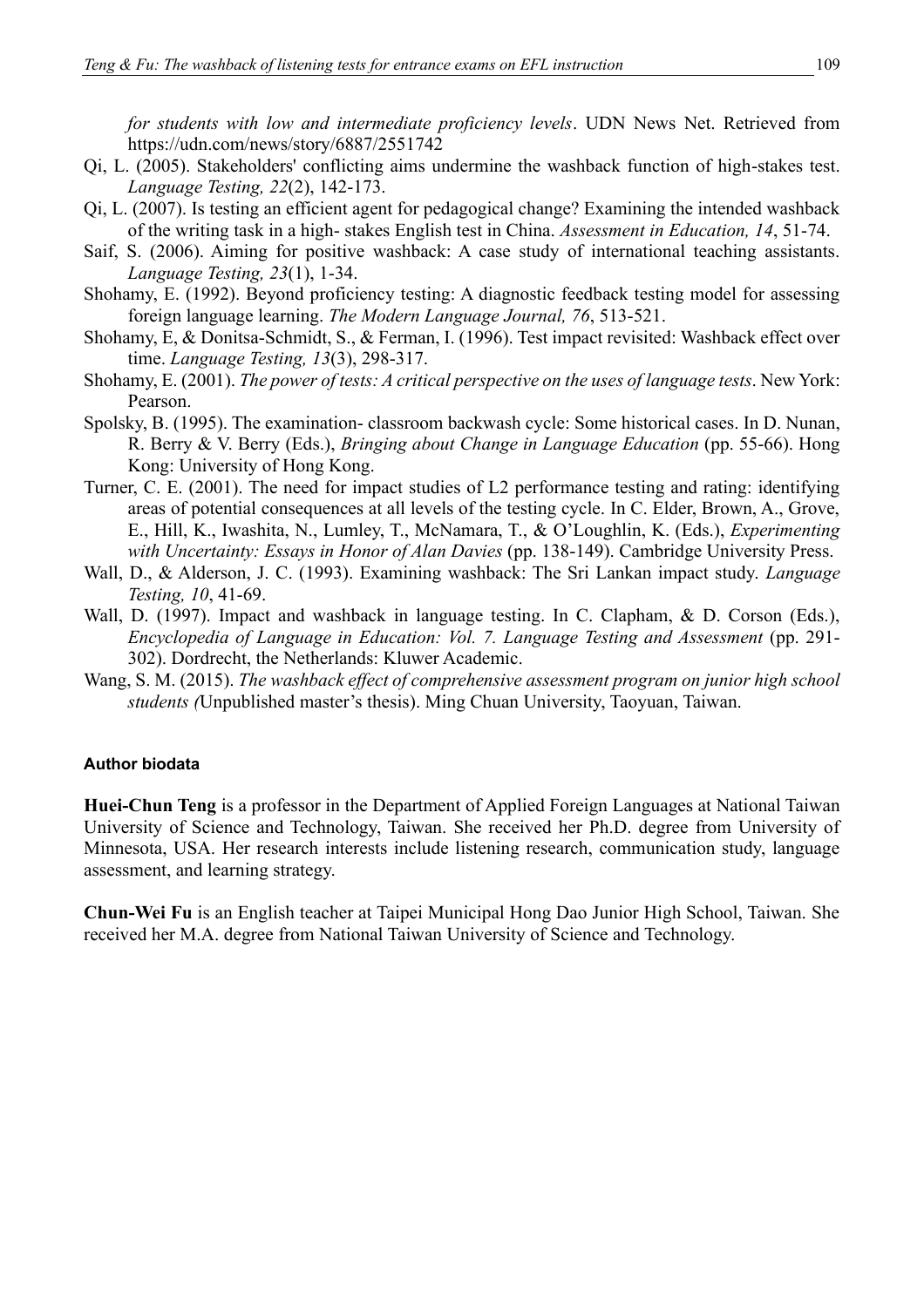*for students with low and intermediate proficiency levels*. UDN News Net. Retrieved from https://udn.com/news/story/6887/2551742

Qi, L. (2005). Stakeholders' conflicting aims undermine the washback function of high-stakes test. *Language Testing, 22*(2), 142-173.

Qi, L. (2007). Is testing an efficient agent for pedagogical change? Examining the intended washback of the writing task in a high- stakes English test in China. *Assessment in Education, 14*, 51-74.

Saif, S. (2006). Aiming for positive washback: A case study of international teaching assistants. *Language Testing, 23*(1), 1-34.

Shohamy, E. (1992). Beyond proficiency testing: A diagnostic feedback testing model for assessing foreign language learning. *The Modern Language Journal, 76*, 513-521.

Shohamy, E, & Donitsa-Schmidt, S., & Ferman, I. (1996). Test impact revisited: Washback effect over time. *Language Testing, 13*(3), 298-317.

Shohamy, E. (2001). *The power of tests: A critical perspective on the uses of language tests*. New York: Pearson.

Spolsky, B. (1995). The examination- classroom backwash cycle: Some historical cases. In D. Nunan, R. Berry & V. Berry (Eds.), *Bringing about Change in Language Education* (pp. 55-66). Hong Kong: University of Hong Kong.

Turner, C. E. (2001). The need for impact studies of L2 performance testing and rating: identifying areas of potential consequences at all levels of the testing cycle. In C. Elder, Brown, A., Grove, E., Hill, K., Iwashita, N., Lumley, T., McNamara, T., & O'Loughlin, K. (Eds.), *Experimenting with Uncertainty: Essays in Honor of Alan Davies* (pp. 138-149). Cambridge University Press.

Wall, D., & Alderson, J. C. (1993). Examining washback: The Sri Lankan impact study. *Language Testing, 10*, 41-69.

Wall, D. (1997). Impact and washback in language testing. In C. Clapham, & D. Corson (Eds.), *Encyclopedia of Language in Education: Vol. 7. Language Testing and Assessment* (pp. 291-302). Dordrecht, the Netherlands: Kluwer Academic.

Wang, S. M. (2015). *The washback effect of comprehensive assessment program on junior high school students (*Unpublished master's thesis). Ming Chuan University, Taoyuan, Taiwan.

#### Author biodata

**Huei-Chun Teng** is a professor in the Department of Applied Foreign Languages at National Taiwan University of Science and Technology, Taiwan. She received her Ph.D. degree from University of Minnesota, USA. Her research interests include listening research, communication study, language assessment, and learning strategy.

**Chun-Wei Fu** is an English teacher at Taipei Municipal Hong Dao Junior High School, Taiwan. She received her M.A. degree from National Taiwan University of Science and Technology.